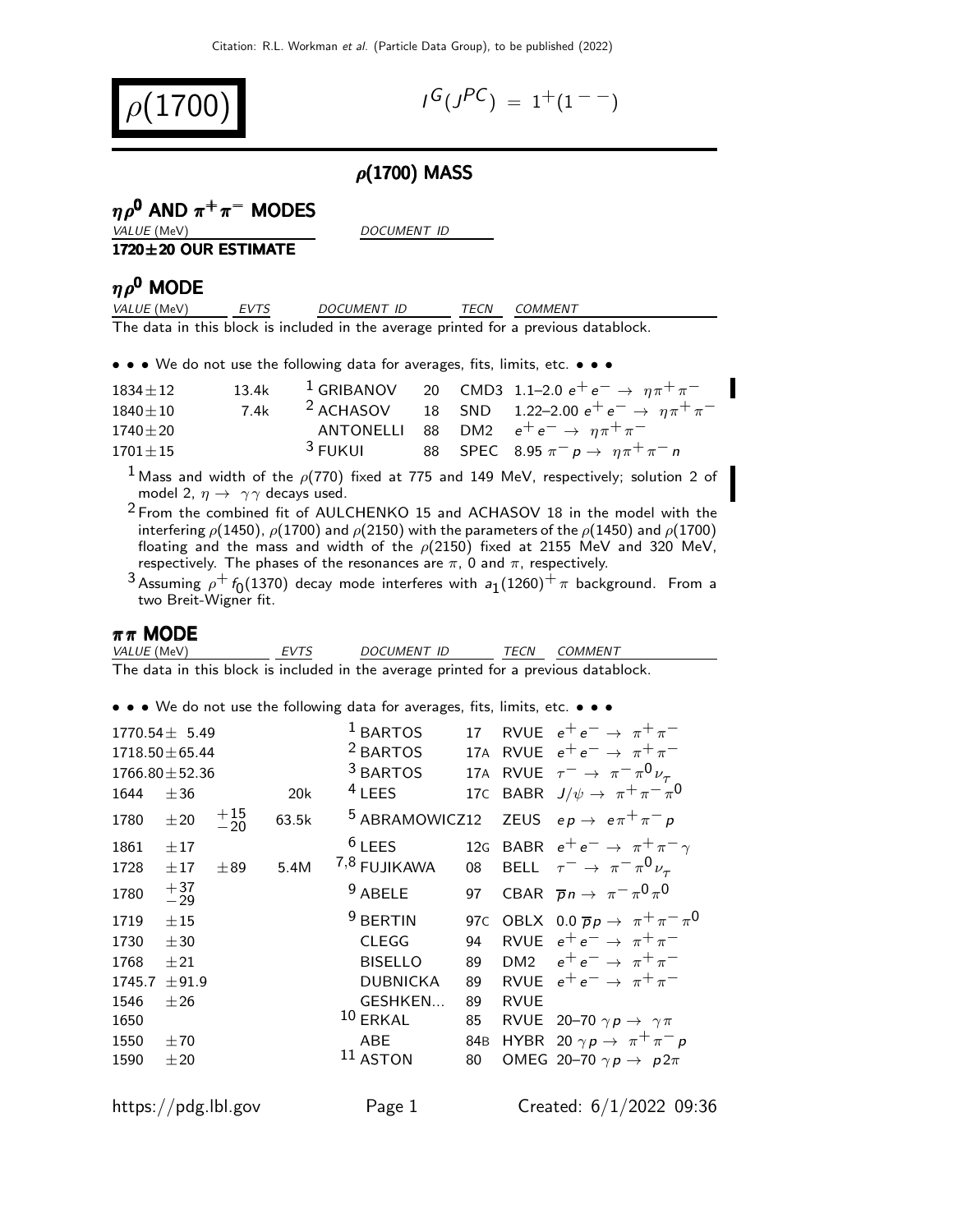# $\rho(1700)$

$I^G(J^{PC}) = 1^+(1^{--})$

## $\rho$(1700) MASS

### $\eta\rho^0$ AND $\pi^+\pi^-$ MODES

| VALUE (MeV) | DOCUMENT ID |
|---|---|
| **1720±20 OUR ESTIMATE** | |

### $\eta\rho^0$ MODE

| VALUE (MeV) | EVTS | DOCUMENT ID | | TECN | COMMENT |
|---|---|---|---|---|---|

The data in this block is included in the average printed for a previous datablock.

• • • We do not use the following data for averages, fits, limits, etc. • • •

| VALUE (MeV) | EVTS | DOCUMENT ID | | TECN | COMMENT |
|---|---|---|---|---|---|
| $1834\pm12$ | 13.4k | [1] GRIBANOV | 20 | CMD3 | 1.1–2.0 $e^+e^- \to \eta\pi^+\pi^-$ |
| $1840\pm10$ | 7.4k | [2] ACHASOV | 18 | SND | 1.22–2.00 $e^+e^- \to \eta\pi^+\pi^-$ |
| $1740\pm20$ | | ANTONELLI | 88 | DM2 | $e^+e^- \to \eta\pi^+\pi^-$ |
| $1701\pm15$ | | [3] FUKUI | 88 | SPEC | 8.95 $\pi^-p \to \eta\pi^+\pi^-n$ |

[1] Mass and width of the $\rho(770)$ fixed at 775 and 149 MeV, respectively; solution 2 of model 2, $\eta \to \gamma\gamma$ decays used.

[2] From the combined fit of AULCHENKO 15 and ACHASOV 18 in the model with the interfering $\rho(1450)$, $\rho(1700)$ and $\rho(2150)$ with the parameters of the $\rho(1450)$ and $\rho(1700)$ floating and the mass and width of the $\rho(2150)$ fixed at 2155 MeV and 320 MeV, respectively. The phases of the resonances are $\pi$, 0 and $\pi$, respectively.

[3] Assuming $\rho^+ f_0(1370)$ decay mode interferes with $a_1(1260)^+\pi$ background. From a two Breit-Wigner fit.

### $\pi\pi$ MODE

| VALUE (MeV) | EVTS | DOCUMENT ID | | TECN | COMMENT |
|---|---|---|---|---|---|

The data in this block is included in the average printed for a previous datablock.

• • • We do not use the following data for averages, fits, limits, etc. • • •

| VALUE (MeV) | EVTS | DOCUMENT ID | | TECN | COMMENT |
|---|---|---|---|---|---|
| $1770.54\pm5.49$ | | [1] BARTOS | 17 | RVUE | $e^+e^- \to \pi^+\pi^-$ |
| $1718.50\pm65.44$ | | [2] BARTOS | 17A | RVUE | $e^+e^- \to \pi^+\pi^-$ |
| $1766.80\pm52.36$ | | [3] BARTOS | 17A | RVUE | $\tau^- \to \pi^-\pi^0\nu_\tau$ |
| $1644\pm36$ | 20k | [4] LEES | 17C | BABR | $J/\psi \to \pi^+\pi^-\pi^0$ |
| $1780\pm20^{+15}_{-20}$ | 63.5k | [5] ABRAMOWICZ | 12 | ZEUS | $ep \to e\pi^+\pi^-p$ |
| $1861\pm17$ | | [6] LEES | 12G | BABR | $e^+e^- \to \pi^+\pi^-\gamma$ |
| $1728\pm17\pm89$ | 5.4M | [7,8] FUJIKAWA | 08 | BELL | $\tau^- \to \pi^-\pi^0\nu_\tau$ |
| $1780^{+37}_{-29}$ | | [9] ABELE | 97 | CBAR | $\overline{p}n \to \pi^-\pi^0\pi^0$ |
| $1719\pm15$ | | [9] BERTIN | 97C | OBLX | 0.0 $\overline{p}p \to \pi^+\pi^-\pi^0$ |
| $1730\pm30$ | | CLEGG | 94 | RVUE | $e^+e^- \to \pi^+\pi^-$ |
| $1768\pm21$ | | BISELLO | 89 | DM2 | $e^+e^- \to \pi^+\pi^-$ |
| $1745.7\pm91.9$ | | DUBNICKA | 89 | RVUE | $e^+e^- \to \pi^+\pi^-$ |
| $1546\pm26$ | | GESHKEN... | 89 | RVUE | |
| $1650$ | | [10] ERKAL | 85 | RVUE | 20–70 $\gamma p \to \gamma\pi$ |
| $1550\pm70$ | | ABE | 84B | HYBR | 20 $\gamma p \to \pi^+\pi^-p$ |
| $1590\pm20$ | | [11] ASTON | 80 | OMEG | 20–70 $\gamma p \to p2\pi$ |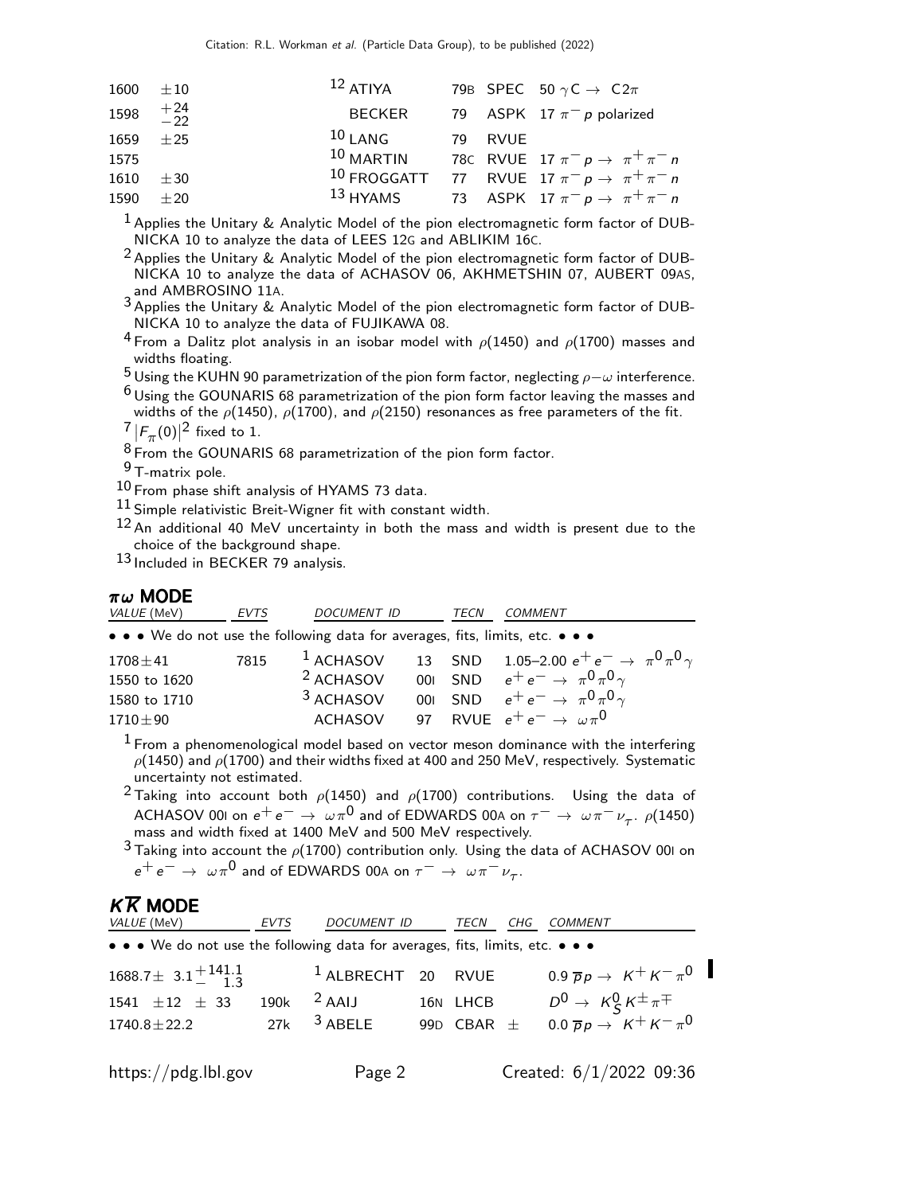| VALUE (MeV) | DOCUMENT ID | TECN | COMMENT |
| --- | --- | --- | --- |
| 1600 $\pm 10$ | [12] ATIYA 79B | SPEC | 50 $\gamma C \rightarrow C 2\pi$ |
| 1598 $^{+24}_{-22}$ | BECKER 79 | ASPK | 17 $\pi^- p$ polarized |
| 1659 $\pm 25$ | [10] LANG 79 | RVUE | |
| 1575 | [10] MARTIN 78C | RVUE | 17 $\pi^- p \rightarrow \pi^+ \pi^- n$ |
| 1610 $\pm 30$ | [10] FROGGATT 77 | RVUE | 17 $\pi^- p \rightarrow \pi^+ \pi^- n$ |
| 1590 $\pm 20$ | [13] HYAMS 73 | ASPK | 17 $\pi^- p \rightarrow \pi^+ \pi^- n$ |

[1] Applies the Unitary & Analytic Model of the pion electromagnetic form factor of DUBNICKA 10 to analyze the data of LEES 12G and ABLIKIM 16C.

[2] Applies the Unitary & Analytic Model of the pion electromagnetic form factor of DUBNICKA 10 to analyze the data of ACHASOV 06, AKHMETSHIN 07, AUBERT 09AS, and AMBROSINO 11A.

[3] Applies the Unitary & Analytic Model of the pion electromagnetic form factor of DUBNICKA 10 to analyze the data of FUJIKAWA 08.

[4] From a Dalitz plot analysis in an isobar model with $\rho(1450)$ and $\rho(1700)$ masses and widths floating.

[5] Using the KUHN 90 parametrization of the pion form factor, neglecting $\rho-\omega$ interference.

[6] Using the GOUNARIS 68 parametrization of the pion form factor leaving the masses and widths of the $\rho(1450)$, $\rho(1700)$, and $\rho(2150)$ resonances as free parameters of the fit.

[7] $|F_\pi(0)|^2$ fixed to 1.

[8] From the GOUNARIS 68 parametrization of the pion form factor.

[9] T-matrix pole.

[10] From phase shift analysis of HYAMS 73 data.

[11] Simple relativistic Breit-Wigner fit with constant width.

[12] An additional 40 MeV uncertainty in both the mass and width is present due to the choice of the background shape.

[13] Included in BECKER 79 analysis.

### $\pi\omega$ MODE

| VALUE (MeV) | EVTS | DOCUMENT ID | TECN | COMMENT |
| --- | --- | --- | --- | --- |
| • • • We do not use the following data for averages, fits, limits, etc. • • • | | | | |
| $1708 \pm 41$ | 7815 | [1] ACHASOV 13 | SND | 1.05–2.00 $e^+e^- \rightarrow \pi^0\pi^0\gamma$ |
| 1550 to 1620 | | [2] ACHASOV 00I | SND | $e^+e^- \rightarrow \pi^0\pi^0\gamma$ |
| 1580 to 1710 | | [3] ACHASOV 00I | SND | $e^+e^- \rightarrow \pi^0\pi^0\gamma$ |
| $1710 \pm 90$ | | ACHASOV 97 | RVUE | $e^+e^- \rightarrow \omega\pi^0$ |

[1] From a phenomenological model based on vector meson dominance with the interfering $\rho(1450)$ and $\rho(1700)$ and their widths fixed at 400 and 250 MeV, respectively. Systematic uncertainty not estimated.

[2] Taking into account both $\rho(1450)$ and $\rho(1700)$ contributions. Using the data of ACHASOV 00I on $e^+e^- \rightarrow \omega\pi^0$ and of EDWARDS 00A on $\tau^- \rightarrow \omega\pi^-\nu_\tau$. $\rho(1450)$ mass and width fixed at 1400 MeV and 500 MeV respectively.

[3] Taking into account the $\rho(1700)$ contribution only. Using the data of ACHASOV 00I on $e^+e^- \rightarrow \omega\pi^0$ and of EDWARDS 00A on $\tau^- \rightarrow \omega\pi^-\nu_\tau$.

## $K\overline{K}$ MODE

| VALUE (MeV) | EVTS | DOCUMENT ID | TECN | CHG | COMMENT |
| --- | --- | --- | --- | --- | --- |
| • • • We do not use the following data for averages, fits, limits, etc. • • • | | | | | |
| $1688.7 \pm 3.1 ^{+141.1}_{-\phantom{0}1.3}$ | | [1] ALBRECHT 20 | RVUE | | 0.9 $\overline{p}p \rightarrow K^+K^-\pi^0$ |
| $1541 \pm 12 \pm 33$ | 190k | [2] AAIJ 16N | LHCB | | $D^0 \rightarrow K^0_S K^\pm \pi^\mp$ |
| $1740.8 \pm 22.2$ | 27k | [3] ABELE 99D | CBAR | $\pm$ | 0.0 $\overline{p}p \rightarrow K^+K^-\pi^0$ |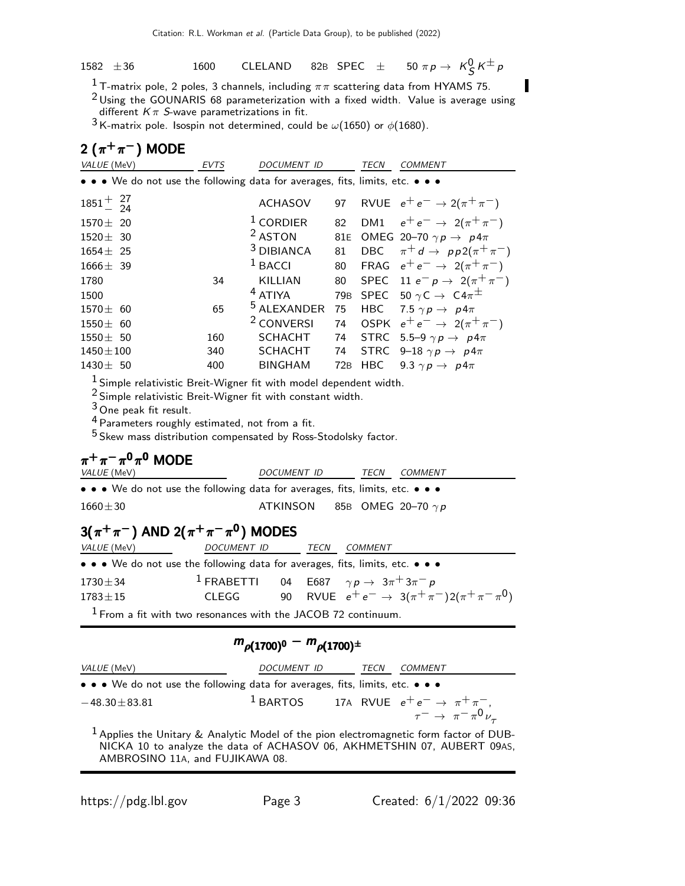| | | | | | |
|---|---|---|---|---|---|
| 1582 ± 36 | 1600 | CLELAND | 82B | SPEC | ± 50 $\pi p \rightarrow K^0_S K^{\pm} p$ |

[1] T-matrix pole, 2 poles, 3 channels, including $\pi\pi$ scattering data from HYAMS 75.
[2] Using the GOUNARIS 68 parameterization with a fixed width. Value is average using different $K\pi$ S-wave parametrizations in fit.
[3] K-matrix pole. Isospin not determined, could be $\omega(1650)$ or $\phi(1680)$.

## $2(\pi^+\pi^-)$ MODE

| VALUE (MeV) | EVTS | DOCUMENT ID | | TECN | COMMENT |
|---|---|---|---|---|---|
| • • • We do not use the following data for averages, fits, limits, etc. • • • | | | | | |
| $1851^{+27}_{-24}$ | | ACHASOV | 97 | RVUE | $e^+e^- \rightarrow 2(\pi^+\pi^-)$ |
| 1570 ± 20 | | [1] CORDIER | 82 | DM1 | $e^+e^- \rightarrow 2(\pi^+\pi^-)$ |
| 1520 ± 30 | | [2] ASTON | 81E | OMEG | 20–70 $\gamma p \rightarrow p4\pi$ |
| 1654 ± 25 | | [3] DIBIANCA | 81 | DBC | $\pi^+ d \rightarrow pp2(\pi^+\pi^-)$ |
| 1666 ± 39 | | [1] BACCI | 80 | FRAG | $e^+e^- \rightarrow 2(\pi^+\pi^-)$ |
| 1780 | 34 | KILLIAN | 80 | SPEC | 11 $e^- p \rightarrow 2(\pi^+\pi^-)$ |
| 1500 | | [4] ATIYA | 79B | SPEC | 50 $\gamma C \rightarrow C4\pi^{\pm}$ |
| 1570 ± 60 | 65 | [5] ALEXANDER | 75 | HBC | 7.5 $\gamma p \rightarrow p4\pi$ |
| 1550 ± 60 | | [2] CONVERSI | 74 | OSPK | $e^+e^- \rightarrow 2(\pi^+\pi^-)$ |
| 1550 ± 50 | 160 | SCHACHT | 74 | STRC | 5.5–9 $\gamma p \rightarrow p4\pi$ |
| 1450 ± 100 | 340 | SCHACHT | 74 | STRC | 9–18 $\gamma p \rightarrow p4\pi$ |
| 1430 ± 50 | 400 | BINGHAM | 72B | HBC | 9.3 $\gamma p \rightarrow p4\pi$ |

[1] Simple relativistic Breit-Wigner fit with model dependent width.
[2] Simple relativistic Breit-Wigner fit with constant width.
[3] One peak fit result.
[4] Parameters roughly estimated, not from a fit.
[5] Skew mass distribution compensated by Ross-Stodolsky factor.

## $\pi^+\pi^-\pi^0\pi^0$ MODE

| VALUE (MeV) | DOCUMENT ID | | TECN | COMMENT |
|---|---|---|---|---|
| • • • We do not use the following data for averages, fits, limits, etc. • • • | | | | |
| 1660 ± 30 | ATKINSON | 85B | OMEG | 20–70 $\gamma p$ |

## $3(\pi^+\pi^-)$ AND $2(\pi^+\pi^-\pi^0)$ MODES

| VALUE (MeV) | DOCUMENT ID | | TECN | COMMENT |
|---|---|---|---|---|
| • • • We do not use the following data for averages, fits, limits, etc. • • • | | | | |
| 1730 ± 34 | [1] FRABETTI | 04 | E687 | $\gamma p \rightarrow 3\pi^+ 3\pi^- p$ |
| 1783 ± 15 | CLEGG | 90 | RVUE | $e^+e^- \rightarrow 3(\pi^+\pi^-)2(\pi^+\pi^-\pi^0)$ |

[1] From a fit with two resonances with the JACOB 72 continuum.

## $m_{\rho(1700)^0} - m_{\rho(1700)^{\pm}}$

| VALUE (MeV) | DOCUMENT ID | | TECN | COMMENT |
|---|---|---|---|---|
| • • • We do not use the following data for averages, fits, limits, etc. • • • | | | | |
| −48.30 ± 83.81 | [1] BARTOS | 17A | RVUE | $e^+e^- \rightarrow \pi^+\pi^-$, $\tau^- \rightarrow \pi^-\pi^0\nu_\tau$ |

[1] Applies the Unitary & Analytic Model of the pion electromagnetic form factor of DUBNICKA 10 to analyze the data of ACHASOV 06, AKHMETSHIN 07, AUBERT 09AS, AMBROSINO 11A, and FUJIKAWA 08.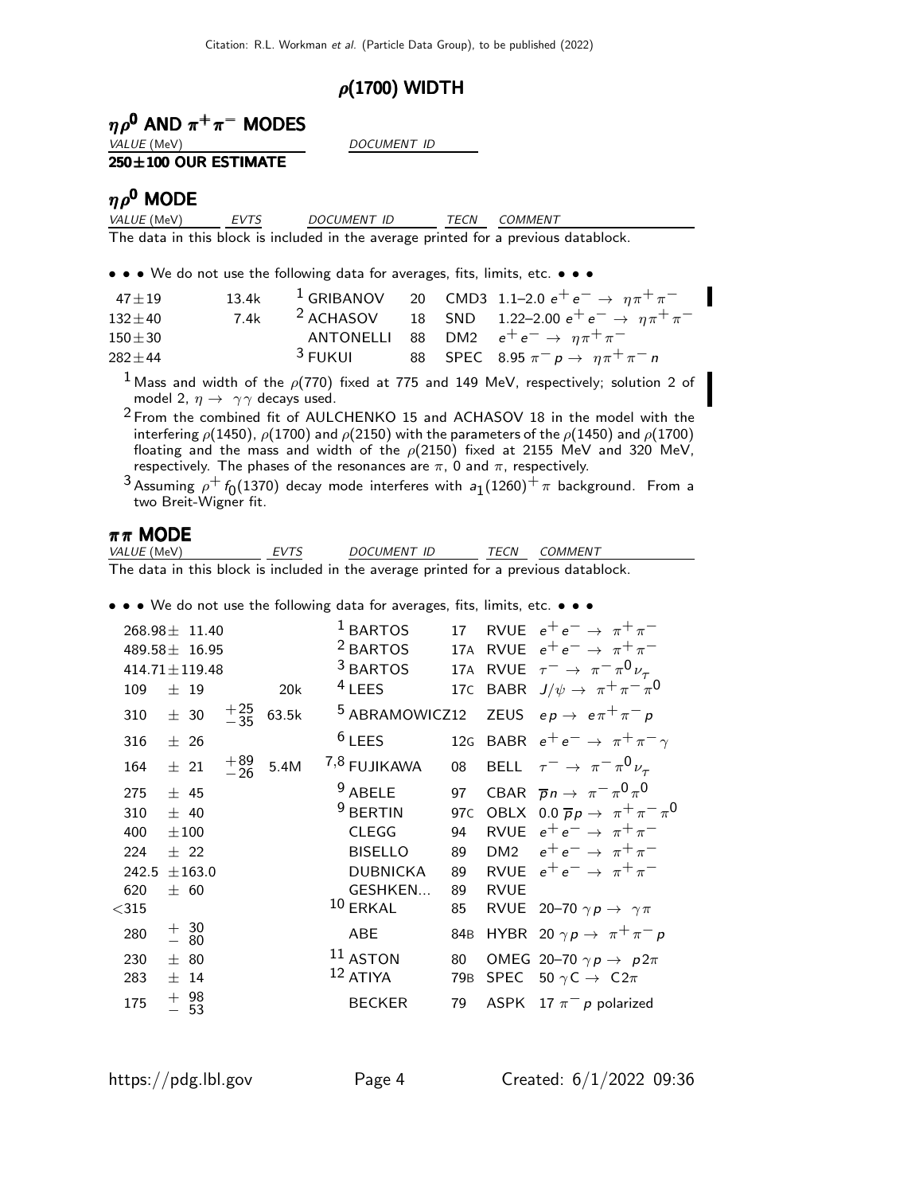## $\rho(1700)$ WIDTH

### $\eta\rho^0$ AND $\pi^+\pi^-$ MODES

| VALUE (MeV) | DOCUMENT ID |
|---|---|
| **250±100 OUR ESTIMATE** | |

### $\eta\rho^0$ MODE

| VALUE (MeV) | EVTS | DOCUMENT ID | | TECN | COMMENT |
|---|---|---|---|---|---|

The data in this block is included in the average printed for a previous datablock.

• • • We do not use the following data for averages, fits, limits, etc. • • •

| VALUE (MeV) | EVTS | DOCUMENT ID | | TECN | COMMENT |
|---|---|---|---|---|---|
| $47\pm19$ | 13.4k | [1] GRIBANOV | 20 | CMD3 | 1.1–2.0 $e^+e^- \rightarrow \eta\pi^+\pi^-$ |
| $132\pm40$ | 7.4k | [2] ACHASOV | 18 | SND | 1.22–2.00 $e^+e^- \rightarrow \eta\pi^+\pi^-$ |
| $150\pm30$ | | ANTONELLI | 88 | DM2 | $e^+e^- \rightarrow \eta\pi^+\pi^-$ |
| $282\pm44$ | | [3] FUKUI | 88 | SPEC | 8.95 $\pi^-p \rightarrow \eta\pi^+\pi^-n$ |

[1] Mass and width of the $\rho(770)$ fixed at 775 and 149 MeV, respectively; solution 2 of model 2, $\eta \rightarrow \gamma\gamma$ decays used.

[2] From the combined fit of AULCHENKO 15 and ACHASOV 18 in the model with the interfering $\rho(1450)$, $\rho(1700)$ and $\rho(2150)$ with the parameters of the $\rho(1450)$ and $\rho(1700)$ floating and the mass and width of the $\rho(2150)$ fixed at 2155 MeV and 320 MeV, respectively. The phases of the resonances are $\pi$, 0 and $\pi$, respectively.

[3] Assuming $\rho^+ f_0(1370)$ decay mode interferes with $a_1(1260)^+\pi$ background. From a two Breit-Wigner fit.

### $\pi\pi$ MODE

| VALUE (MeV) | EVTS | DOCUMENT ID | | TECN | COMMENT |
|---|---|---|---|---|---|

The data in this block is included in the average printed for a previous datablock.

• • • We do not use the following data for averages, fits, limits, etc. • • •

| VALUE (MeV) | EVTS | DOCUMENT ID | | TECN | COMMENT |
|---|---|---|---|---|---|
| $268.98\pm11.40$ | | [1] BARTOS | 17 | RVUE | $e^+e^- \rightarrow \pi^+\pi^-$ |
| $489.58\pm16.95$ | | [2] BARTOS | 17A | RVUE | $e^+e^- \rightarrow \pi^+\pi^-$ |
| $414.71\pm119.48$ | | [3] BARTOS | 17A | RVUE | $\tau^- \rightarrow \pi^-\pi^0\nu_\tau$ |
| $109\pm19$ | 20k | [4] LEES | 17C | BABR | $J/\psi \rightarrow \pi^+\pi^-\pi^0$ |
| $310\pm30^{+25}_{-35}$ | 63.5k | [5] ABRAMOWICZ | 12 | ZEUS | $ep \rightarrow e\pi^+\pi^-p$ |
| $316\pm26$ | | [6] LEES | 12G | BABR | $e^+e^- \rightarrow \pi^+\pi^-\gamma$ |
| $164\pm21^{+89}_{-26}$ | 5.4M | [7,8] FUJIKAWA | 08 | BELL | $\tau^- \rightarrow \pi^-\pi^0\nu_\tau$ |
| $275\pm45$ | | [9] ABELE | 97 | CBAR | $\overline{p}n \rightarrow \pi^-\pi^0\pi^0$ |
| $310\pm40$ | | [9] BERTIN | 97C | OBLX | 0.0 $\overline{p}p \rightarrow \pi^+\pi^-\pi^0$ |
| $400\pm100$ | | CLEGG | 94 | RVUE | $e^+e^- \rightarrow \pi^+\pi^-$ |
| $224\pm22$ | | BISELLO | 89 | DM2 | $e^+e^- \rightarrow \pi^+\pi^-$ |
| $242.5\pm163.0$ | | DUBNICKA | 89 | RVUE | $e^+e^- \rightarrow \pi^+\pi^-$ |
| $620\pm60$ | | GESHKEN... | 89 | RVUE | |
| $<315$ | | [10] ERKAL | 85 | RVUE | 20–70 $\gamma p \rightarrow \gamma\pi$ |
| $280^{+30}_{-80}$ | | ABE | 84B | HYBR | 20 $\gamma p \rightarrow \pi^+\pi^-p$ |
| $230\pm80$ | | [11] ASTON | 80 | OMEG | 20–70 $\gamma p \rightarrow p2\pi$ |
| $283\pm14$ | | [12] ATIYA | 79B | SPEC | 50 $\gamma C \rightarrow C2\pi$ |
| $175^{+98}_{-53}$ | | BECKER | 79 | ASPK | 17 $\pi^-p$ polarized |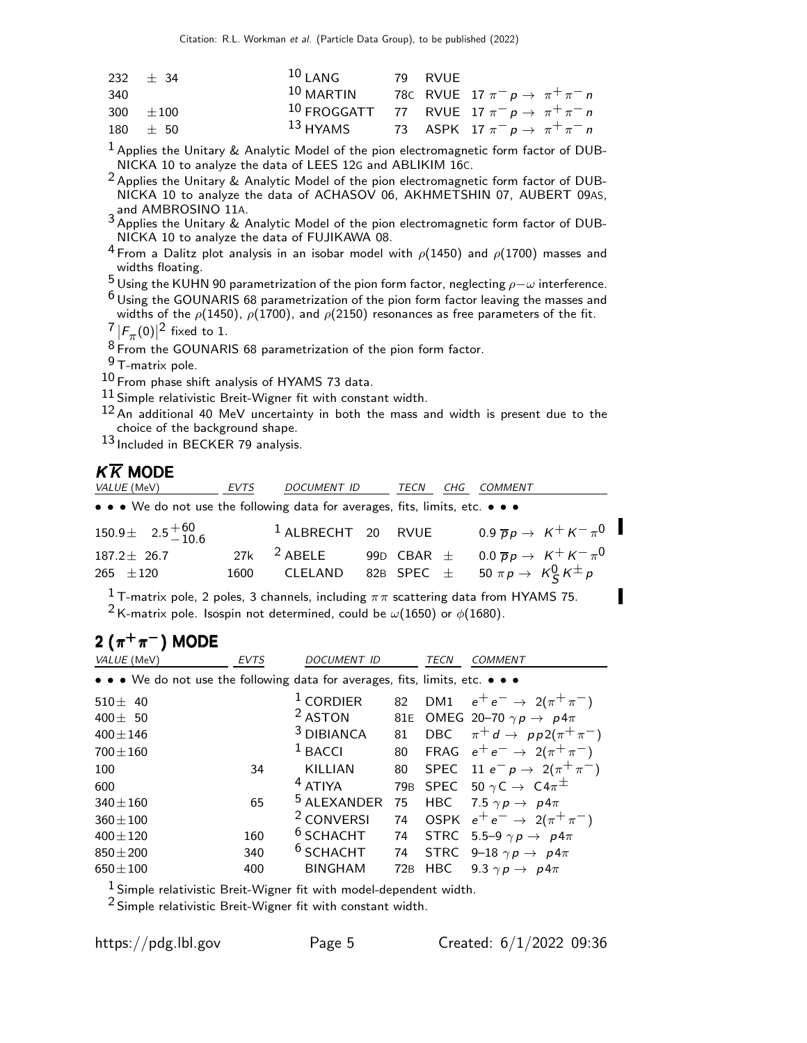| VALUE (MeV) | DOCUMENT ID | | TECN | COMMENT |
|---|---|---|---|---|
| 232 ± 34 | [10] LANG | 79 | RVUE | |
| 340 | [10] MARTIN | 78C | RVUE | 17 $\pi^- p \to \pi^+\pi^- n$ |
| 300 ±100 | [10] FROGGATT | 77 | RVUE | 17 $\pi^- p \to \pi^+\pi^- n$ |
| 180 ± 50 | [13] HYAMS | 73 | ASPK | 17 $\pi^- p \to \pi^+\pi^- n$ |

[1] Applies the Unitary & Analytic Model of the pion electromagnetic form factor of DUBNICKA 10 to analyze the data of LEES 12G and ABLIKIM 16C.

[2] Applies the Unitary & Analytic Model of the pion electromagnetic form factor of DUBNICKA 10 to analyze the data of ACHASOV 06, AKHMETSHIN 07, AUBERT 09AS, and AMBROSINO 11A.

[3] Applies the Unitary & Analytic Model of the pion electromagnetic form factor of DUBNICKA 10 to analyze the data of FUJIKAWA 08.

[4] From a Dalitz plot analysis in an isobar model with $\rho(1450)$ and $\rho(1700)$ masses and widths floating.

[5] Using the KUHN 90 parametrization of the pion form factor, neglecting $\rho-\omega$ interference.

[6] Using the GOUNARIS 68 parametrization of the pion form factor leaving the masses and widths of the $\rho(1450)$, $\rho(1700)$, and $\rho(2150)$ resonances as free parameters of the fit.

[7] $|F_\pi(0)|^2$ fixed to 1.

[8] From the GOUNARIS 68 parametrization of the pion form factor.

[9] T-matrix pole.

[10] From phase shift analysis of HYAMS 73 data.

[11] Simple relativistic Breit-Wigner fit with constant width.

[12] An additional 40 MeV uncertainty in both the mass and width is present due to the choice of the background shape.

[13] Included in BECKER 79 analysis.

## $K\overline{K}$ MODE

| VALUE (MeV) | EVTS | DOCUMENT ID | | TECN | CHG | COMMENT |
|---|---|---|---|---|---|---|
| • • • We do not use the following data for averages, fits, limits, etc. • • • | | | | | | |
| $150.9 \pm 2.5^{+60}_{-10.6}$ | | [1] ALBRECHT | 20 | RVUE | | 0.9 $\overline{p}p \to K^+K^-\pi^0$ |
| $187.2 \pm 26.7$ | 27k | [2] ABELE | 99D | CBAR | ± | 0.0 $\overline{p}p \to K^+K^-\pi^0$ |
| $265 \pm 120$ | 1600 | CLELAND | 82B | SPEC | ± | 50 $\pi p \to K^0_S K^\pm p$ |

[1] T-matrix pole, 2 poles, 3 channels, including $\pi\pi$ scattering data from HYAMS 75.

[2] K-matrix pole. Isospin not determined, could be $\omega(1650)$ or $\phi(1680)$.

## $2(\pi^+\pi^-)$ MODE

| VALUE (MeV) | EVTS | DOCUMENT ID | | TECN | COMMENT |
|---|---|---|---|---|---|
| • • • We do not use the following data for averages, fits, limits, etc. • • • | | | | | |
| $510 \pm 40$ | | [1] CORDIER | 82 | DM1 | $e^+e^- \to 2(\pi^+\pi^-)$ |
| $400 \pm 50$ | | [2] ASTON | 81E | OMEG | 20–70 $\gamma p \to p4\pi$ |
| $400 \pm 146$ | | [3] DIBIANCA | 81 | DBC | $\pi^+ d \to pp2(\pi^+\pi^-)$ |
| $700 \pm 160$ | | [1] BACCI | 80 | FRAG | $e^+e^- \to 2(\pi^+\pi^-)$ |
| 100 | 34 | KILLIAN | 80 | SPEC | 11 $e^- p \to 2(\pi^+\pi^-)$ |
| 600 | | [4] ATIYA | 79B | SPEC | 50 $\gamma C \to C4\pi^\pm$ |
| $340 \pm 160$ | 65 | [5] ALEXANDER | 75 | HBC | 7.5 $\gamma p \to p4\pi$ |
| $360 \pm 100$ | | [2] CONVERSI | 74 | OSPK | $e^+e^- \to 2(\pi^+\pi^-)$ |
| $400 \pm 120$ | 160 | [6] SCHACHT | 74 | STRC | 5.5–9 $\gamma p \to p4\pi$ |
| $850 \pm 200$ | 340 | [6] SCHACHT | 74 | STRC | 9–18 $\gamma p \to p4\pi$ |
| $650 \pm 100$ | 400 | BINGHAM | 72B | HBC | 9.3 $\gamma p \to p4\pi$ |

[1] Simple relativistic Breit-Wigner fit with model-dependent width.

[2] Simple relativistic Breit-Wigner fit with constant width.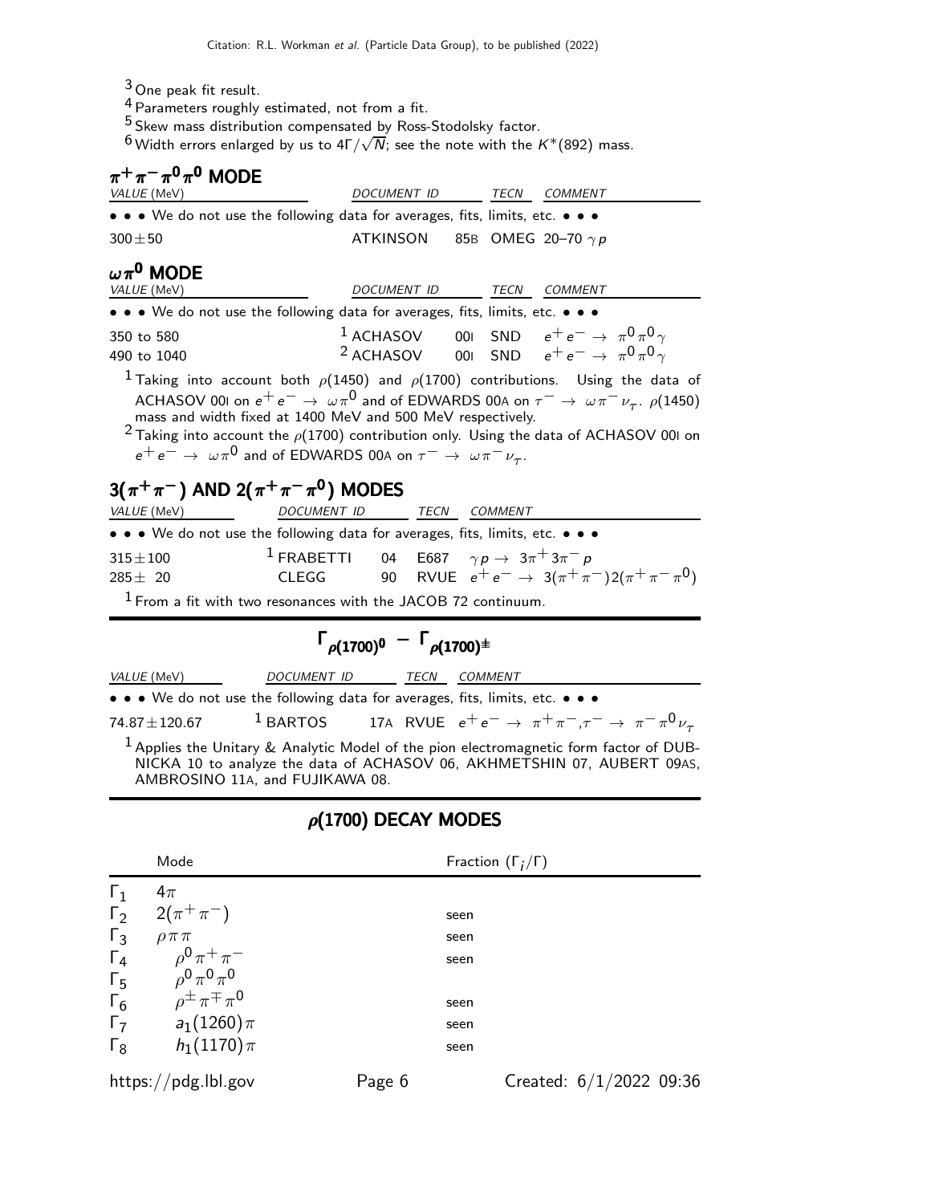[3] One peak fit result.

[4] Parameters roughly estimated, not from a fit.

[5] Skew mass distribution compensated by Ross-Stodolsky factor.

[6] Width errors enlarged by us to $4\Gamma/\sqrt{N}$; see the note with the $K^*(892)$ mass.

### $\pi^+\pi^-\pi^0\pi^0$ MODE

| VALUE (MeV) | DOCUMENT ID | | TECN | COMMENT |
|---|---|---|---|---|
| • • • We do not use the following data for averages, fits, limits, etc. • • • | | | | |
| $300\pm50$ | ATKINSON | 85B | OMEG | 20–70 $\gamma p$ |

### $\omega\pi^0$ MODE

| VALUE (MeV) | DOCUMENT ID | | TECN | COMMENT |
|---|---|---|---|---|
| • • • We do not use the following data for averages, fits, limits, etc. • • • | | | | |
| 350 to 580 | [1] ACHASOV | 00I | SND | $e^+e^- \to \pi^0\pi^0\gamma$ |
| 490 to 1040 | [2] ACHASOV | 00I | SND | $e^+e^- \to \pi^0\pi^0\gamma$ |

[1] Taking into account both $\rho(1450)$ and $\rho(1700)$ contributions. Using the data of ACHASOV 00I on $e^+e^- \to \omega\pi^0$ and of EDWARDS 00A on $\tau^- \to \omega\pi^-\nu_\tau$. $\rho(1450)$ mass and width fixed at 1400 MeV and 500 MeV respectively.

[2] Taking into account the $\rho(1700)$ contribution only. Using the data of ACHASOV 00I on $e^+e^- \to \omega\pi^0$ and of EDWARDS 00A on $\tau^- \to \omega\pi^-\nu_\tau$.

### $3(\pi^+\pi^-)$ AND $2(\pi^+\pi^-\pi^0)$ MODES

| VALUE (MeV) | DOCUMENT ID | | TECN | COMMENT |
|---|---|---|---|---|
| • • • We do not use the following data for averages, fits, limits, etc. • • • | | | | |
| $315\pm100$ | [1] FRABETTI | 04 | E687 | $\gamma p \to 3\pi^+3\pi^- p$ |
| $285\pm\ 20$ | CLEGG | 90 | RVUE | $e^+e^- \to 3(\pi^+\pi^-)2(\pi^+\pi^-\pi^0)$ |

[1] From a fit with two resonances with the JACOB 72 continuum.

## $\Gamma_{\rho(1700)^0} - \Gamma_{\rho(1700)^\pm}$

| VALUE (MeV) | DOCUMENT ID | | TECN | COMMENT |
|---|---|---|---|---|
| • • • We do not use the following data for averages, fits, limits, etc. • • • | | | | |
| $74.87\pm120.67$ | [1] BARTOS | 17A | RVUE | $e^+e^- \to \pi^+\pi^-, \tau^- \to \pi^-\pi^0\nu_\tau$ |

[1] Applies the Unitary & Analytic Model of the pion electromagnetic form factor of DUBNICKA 10 to analyze the data of ACHASOV 06, AKHMETSHIN 07, AUBERT 09AS, AMBROSINO 11A, and FUJIKAWA 08.

## $\rho(1700)$ DECAY MODES

| | Mode | Fraction $(\Gamma_i/\Gamma)$ |
|---|---|---|
| $\Gamma_1$ | $4\pi$ | |
| $\Gamma_2$ | $2(\pi^+\pi^-)$ | seen |
| $\Gamma_3$ | $\rho\pi\pi$ | seen |
| $\Gamma_4$ | $\rho^0\pi^+\pi^-$ | seen |
| $\Gamma_5$ | $\rho^0\pi^0\pi^0$ | |
| $\Gamma_6$ | $\rho^\pm\pi^\mp\pi^0$ | seen |
| $\Gamma_7$ | $a_1(1260)\pi$ | seen |
| $\Gamma_8$ | $h_1(1170)\pi$ | seen |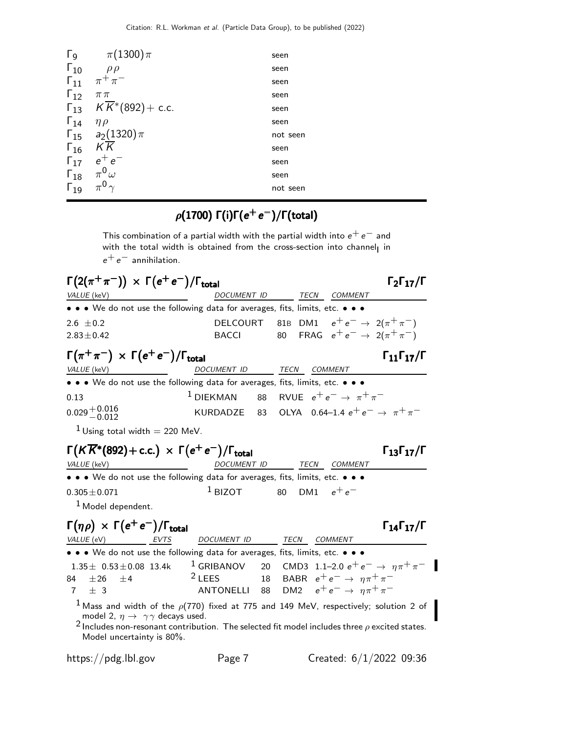| | | |
|---|---|---|
| $\Gamma_9$ | $\pi(1300)\pi$ | seen |
| $\Gamma_{10}$ | $\rho\rho$ | seen |
| $\Gamma_{11}$ | $\pi^+\pi^-$ | seen |
| $\Gamma_{12}$ | $\pi\pi$ | seen |
| $\Gamma_{13}$ | $K\overline{K}^*(892)+$ c.c. | seen |
| $\Gamma_{14}$ | $\eta\rho$ | seen |
| $\Gamma_{15}$ | $a_2(1320)\pi$ | not seen |
| $\Gamma_{16}$ | $K\overline{K}$ | seen |
| $\Gamma_{17}$ | $e^+e^-$ | seen |
| $\Gamma_{18}$ | $\pi^0\omega$ | seen |
| $\Gamma_{19}$ | $\pi^0\gamma$ | not seen |

## $\rho$(1700) $\Gamma$(i)$\Gamma$($e^+e^-$)/$\Gamma$(total)

This combination of a partial width with the partial width into $e^+e^-$ and with the total width is obtained from the cross-section into channel$_I$ in $e^+e^-$ annihilation.

### $\Gamma(2(\pi^+\pi^-)) \times \Gamma(e^+e^-)/\Gamma_{\text{total}}$ — $\Gamma_2\Gamma_{17}/\Gamma$

| VALUE (keV) | DOCUMENT ID | | TECN | COMMENT |
|---|---|---|---|---|
| • • • We do not use the following data for averages, fits, limits, etc. • • • | | | | |
| $2.6 \pm 0.2$ | DELCOURT | 81B | DM1 | $e^+e^- \rightarrow 2(\pi^+\pi^-)$ |
| $2.83 \pm 0.42$ | BACCI | 80 | FRAG | $e^+e^- \rightarrow 2(\pi^+\pi^-)$ |

### $\Gamma(\pi^+\pi^-) \times \Gamma(e^+e^-)/\Gamma_{\text{total}}$ — $\Gamma_{11}\Gamma_{17}/\Gamma$

| VALUE (keV) | DOCUMENT ID | | TECN | COMMENT |
|---|---|---|---|---|
| • • • We do not use the following data for averages, fits, limits, etc. • • • | | | | |
| 0.13 | [1] DIEKMAN | 88 | RVUE | $e^+e^- \rightarrow \pi^+\pi^-$ |
| $0.029^{+0.016}_{-0.012}$ | KURDADZE | 83 | OLYA | 0.64–1.4 $e^+e^- \rightarrow \pi^+\pi^-$ |

[1] Using total width = 220 MeV.

### $\Gamma(K\overline{K}^*(892)+\text{c.c.}) \times \Gamma(e^+e^-)/\Gamma_{\text{total}}$ — $\Gamma_{13}\Gamma_{17}/\Gamma$

| VALUE (keV) | DOCUMENT ID | | TECN | COMMENT |
|---|---|---|---|---|
| • • • We do not use the following data for averages, fits, limits, etc. • • • | | | | |
| $0.305 \pm 0.071$ | [1] BIZOT | 80 | DM1 | $e^+e^-$ |

[1] Model dependent.

### $\Gamma(\eta\rho) \times \Gamma(e^+e^-)/\Gamma_{\text{total}}$ — $\Gamma_{14}\Gamma_{17}/\Gamma$

| VALUE (eV) | EVTS | DOCUMENT ID | | TECN | COMMENT |
|---|---|---|---|---|---|
| • • • We do not use the following data for averages, fits, limits, etc. • • • | | | | | |
| $1.35 \pm 0.53 \pm 0.08$ | 13.4k | [1] GRIBANOV | 20 | CMD3 | 1.1–2.0 $e^+e^- \rightarrow \eta\pi^+\pi^-$ |
| $84 \pm 26 \pm 4$ | | [2] LEES | 18 | BABR | $e^+e^- \rightarrow \eta\pi^+\pi^-$ |
| $7 \pm 3$ | | ANTONELLI | 88 | DM2 | $e^+e^- \rightarrow \eta\pi^+\pi^-$ |

[1] Mass and width of the $\rho(770)$ fixed at 775 and 149 MeV, respectively; solution 2 of model 2, $\eta \rightarrow \gamma\gamma$ decays used.

[2] Includes non-resonant contribution. The selected fit model includes three $\rho$ excited states. Model uncertainty is 80%.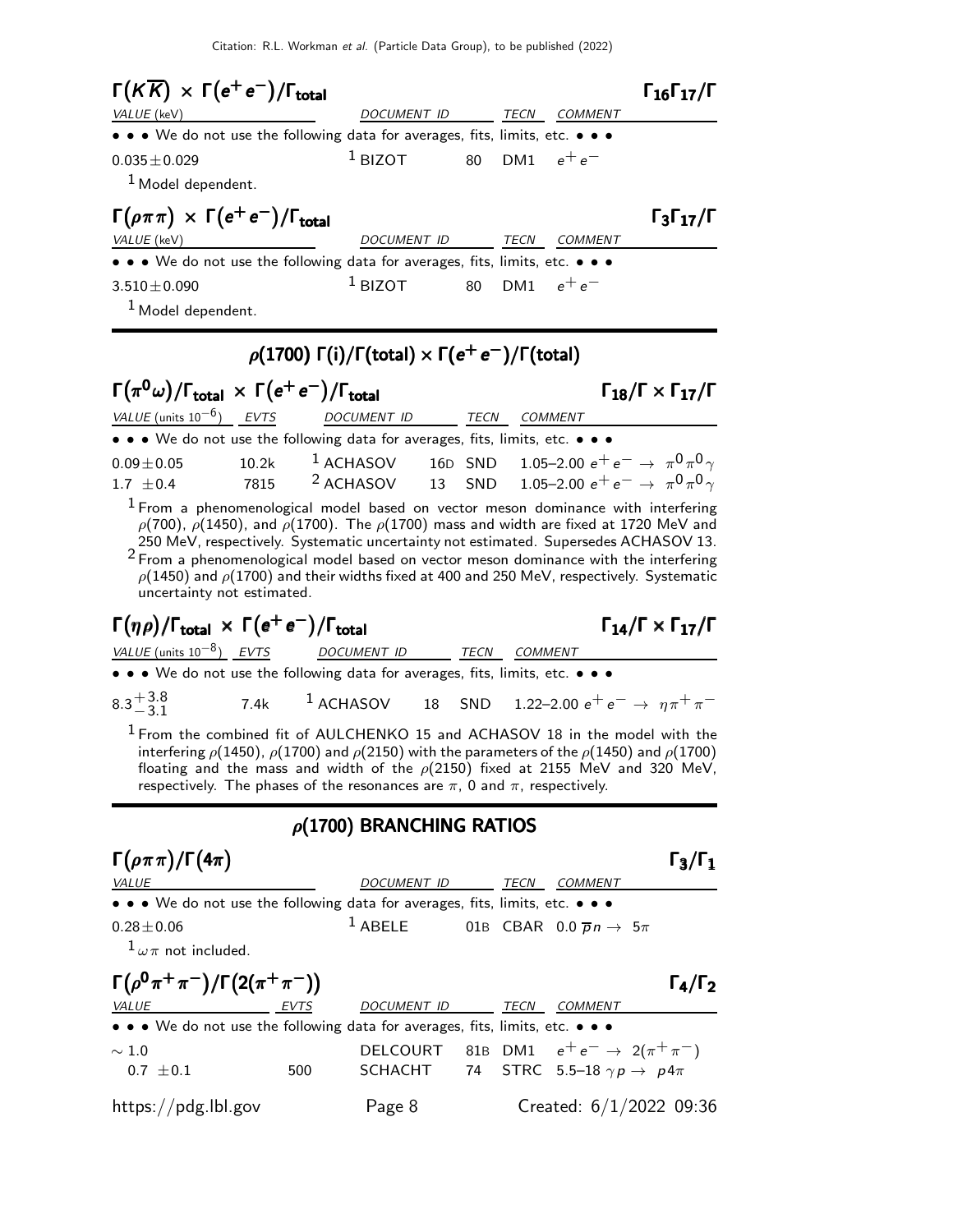### $\Gamma(K\overline{K}) \times \Gamma(e^+e^-)/\Gamma_{total}$ — $\Gamma_{16}\Gamma_{17}/\Gamma$

| VALUE (keV) | DOCUMENT ID | | TECN | COMMENT |
|---|---|---|---|---|
| • • • We do not use the following data for averages, fits, limits, etc. • • • | | | | |
| $0.035 \pm 0.029$ | [1] BIZOT | 80 | DM1 | $e^+e^-$ |

[1] Model dependent.

### $\Gamma(\rho\pi\pi) \times \Gamma(e^+e^-)/\Gamma_{total}$ — $\Gamma_3\Gamma_{17}/\Gamma$

| VALUE (keV) | DOCUMENT ID | | TECN | COMMENT |
|---|---|---|---|---|
| • • • We do not use the following data for averages, fits, limits, etc. • • • | | | | |
| $3.510 \pm 0.090$ | [1] BIZOT | 80 | DM1 | $e^+e^-$ |

[1] Model dependent.

## $\rho(1700)$ $\Gamma(i)/\Gamma(\text{total}) \times \Gamma(e^+e^-)/\Gamma(\text{total})$

### $\Gamma(\pi^0\omega)/\Gamma_{total} \times \Gamma(e^+e^-)/\Gamma_{total}$ — $\Gamma_{18}/\Gamma \times \Gamma_{17}/\Gamma$

| VALUE (units $10^{-6}$) | EVTS | DOCUMENT ID | | TECN | COMMENT |
|---|---|---|---|---|---|
| • • • We do not use the following data for averages, fits, limits, etc. • • • | | | | | |
| $0.09 \pm 0.05$ | 10.2k | [1] ACHASOV | 16D | SND | 1.05–2.00 $e^+e^- \to \pi^0\pi^0\gamma$ |
| $1.7 \pm 0.4$ | 7815 | [2] ACHASOV | 13 | SND | 1.05–2.00 $e^+e^- \to \pi^0\pi^0\gamma$ |

[1] From a phenomenological model based on vector meson dominance with interfering $\rho(700)$, $\rho(1450)$, and $\rho(1700)$. The $\rho(1700)$ mass and width are fixed at 1720 MeV and 250 MeV, respectively. Systematic uncertainty not estimated. Supersedes ACHASOV 13.

[2] From a phenomenological model based on vector meson dominance with the interfering $\rho(1450)$ and $\rho(1700)$ and their widths fixed at 400 and 250 MeV, respectively. Systematic uncertainty not estimated.

### $\Gamma(\eta\rho)/\Gamma_{total} \times \Gamma(e^+e^-)/\Gamma_{total}$ — $\Gamma_{14}/\Gamma \times \Gamma_{17}/\Gamma$

| VALUE (units $10^{-8}$) | EVTS | DOCUMENT ID | | TECN | COMMENT |
|---|---|---|---|---|---|
| • • • We do not use the following data for averages, fits, limits, etc. • • • | | | | | |
| $8.3^{+3.8}_{-3.1}$ | 7.4k | [1] ACHASOV | 18 | SND | 1.22–2.00 $e^+e^- \to \eta\pi^+\pi^-$ |

[1] From the combined fit of AULCHENKO 15 and ACHASOV 18 in the model with the interfering $\rho(1450)$, $\rho(1700)$ and $\rho(2150)$ with the parameters of the $\rho(1450)$ and $\rho(1700)$ floating and the mass and width of the $\rho(2150)$ fixed at 2155 MeV and 320 MeV, respectively. The phases of the resonances are $\pi$, 0 and $\pi$, respectively.

## $\rho(1700)$ BRANCHING RATIOS

### $\Gamma(\rho\pi\pi)/\Gamma(4\pi)$ — $\Gamma_3/\Gamma_1$

| VALUE | DOCUMENT ID | | TECN | COMMENT |
|---|---|---|---|---|
| • • • We do not use the following data for averages, fits, limits, etc. • • • | | | | |
| $0.28 \pm 0.06$ | [1] ABELE | 01B | CBAR | 0.0 $\overline{p}n \to 5\pi$ |

[1] $\omega\pi$ not included.

### $\Gamma(\rho^0\pi^+\pi^-)/\Gamma(2(\pi^+\pi^-))$ — $\Gamma_4/\Gamma_2$

| VALUE | EVTS | DOCUMENT ID | | TECN | COMMENT |
|---|---|---|---|---|---|
| • • • We do not use the following data for averages, fits, limits, etc. • • • | | | | | |
| $\sim 1.0$ | | DELCOURT | 81B | DM1 | $e^+e^- \to 2(\pi^+\pi^-)$ |
| $0.7 \pm 0.1$ | 500 | SCHACHT | 74 | STRC | 5.5–18 $\gamma p \to p4\pi$ |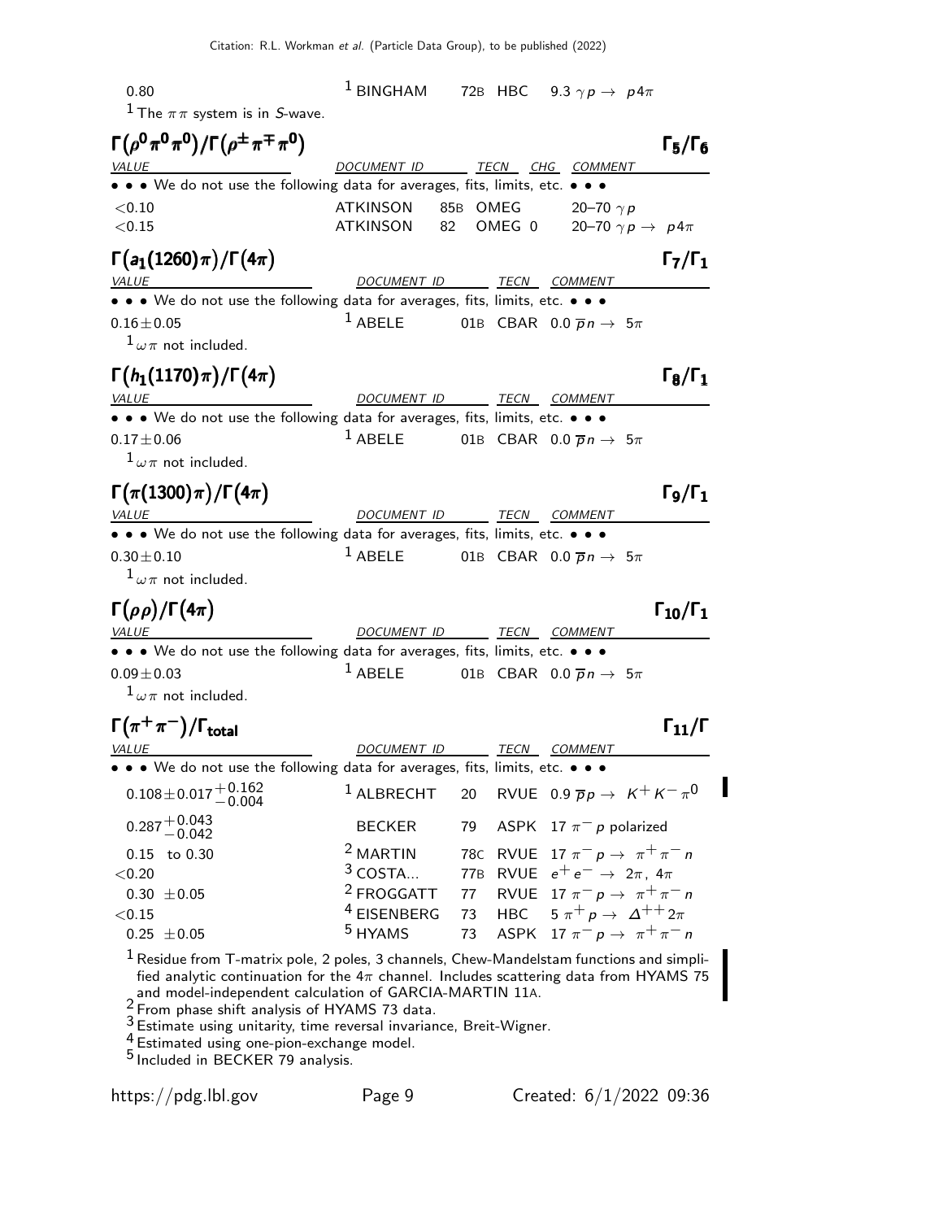| | | | | |
|---|---|---|---|---|
| 0.80 | [1] BINGHAM | 72B | HBC | 9.3 $\gamma p \to p 4\pi$ |

[1] The $\pi\pi$ system is in S-wave.

### $\Gamma(\rho^0\pi^0\pi^0)/\Gamma(\rho^\pm\pi^\mp\pi^0)$ — $\Gamma_5/\Gamma_6$

| VALUE | DOCUMENT ID | | TECN | CHG | COMMENT |
|---|---|---|---|---|---|
| • • • We do not use the following data for averages, fits, limits, etc. • • • | | | | | |
| $<0.10$ | ATKINSON | 85B | OMEG | | 20–70 $\gamma p$ |
| $<0.15$ | ATKINSON | 82 | OMEG | 0 | 20–70 $\gamma p \to p 4\pi$ |

### $\Gamma(a_1(1260)\pi)/\Gamma(4\pi)$ — $\Gamma_7/\Gamma_1$

| VALUE | DOCUMENT ID | | TECN | COMMENT |
|---|---|---|---|---|
| • • • We do not use the following data for averages, fits, limits, etc. • • • | | | | |
| $0.16 \pm 0.05$ | [1] ABELE | 01B | CBAR | 0.0 $\overline{p} n \to 5\pi$ |

[1] $\omega\pi$ not included.

### $\Gamma(h_1(1170)\pi)/\Gamma(4\pi)$ — $\Gamma_8/\Gamma_1$

| VALUE | DOCUMENT ID | | TECN | COMMENT |
|---|---|---|---|---|
| • • • We do not use the following data for averages, fits, limits, etc. • • • | | | | |
| $0.17 \pm 0.06$ | [1] ABELE | 01B | CBAR | 0.0 $\overline{p} n \to 5\pi$ |

[1] $\omega\pi$ not included.

### $\Gamma(\pi(1300)\pi)/\Gamma(4\pi)$ — $\Gamma_9/\Gamma_1$

| VALUE | DOCUMENT ID | | TECN | COMMENT |
|---|---|---|---|---|
| • • • We do not use the following data for averages, fits, limits, etc. • • • | | | | |
| $0.30 \pm 0.10$ | [1] ABELE | 01B | CBAR | 0.0 $\overline{p} n \to 5\pi$ |

[1] $\omega\pi$ not included.

### $\Gamma(\rho\rho)/\Gamma(4\pi)$ — $\Gamma_{10}/\Gamma_1$

| VALUE | DOCUMENT ID | | TECN | COMMENT |
|---|---|---|---|---|
| • • • We do not use the following data for averages, fits, limits, etc. • • • | | | | |
| $0.09 \pm 0.03$ | [1] ABELE | 01B | CBAR | 0.0 $\overline{p} n \to 5\pi$ |

[1] $\omega\pi$ not included.

### $\Gamma(\pi^+\pi^-)/\Gamma_{\text{total}}$ — $\Gamma_{11}/\Gamma$

| VALUE | DOCUMENT ID | | TECN | COMMENT |
|---|---|---|---|---|
| • • • We do not use the following data for averages, fits, limits, etc. • • • | | | | |
| $0.108 \pm 0.017^{+0.162}_{-0.004}$ | [1] ALBRECHT | 20 | RVUE | 0.9 $\overline{p} p \to K^+ K^- \pi^0$ |
| $0.287^{+0.043}_{-0.042}$ | BECKER | 79 | ASPK | 17 $\pi^- p$ polarized |
| 0.15 to 0.30 | [2] MARTIN | 78C | RVUE | 17 $\pi^- p \to \pi^+\pi^- n$ |
| $<0.20$ | [3] COSTA... | 77B | RVUE | $e^+e^- \to 2\pi, 4\pi$ |
| $0.30 \pm 0.05$ | [2] FROGGATT | 77 | RVUE | 17 $\pi^- p \to \pi^+\pi^- n$ |
| $<0.15$ | [4] EISENBERG | 73 | HBC | 5 $\pi^+ p \to \Delta^{++} 2\pi$ |
| $0.25 \pm 0.05$ | [5] HYAMS | 73 | ASPK | 17 $\pi^- p \to \pi^+\pi^- n$ |

[1] Residue from T-matrix pole, 2 poles, 3 channels, Chew-Mandelstam functions and simplified analytic continuation for the $4\pi$ channel. Includes scattering data from HYAMS 75 and model-independent calculation of GARCIA-MARTIN 11A.

[2] From phase shift analysis of HYAMS 73 data.

[3] Estimate using unitarity, time reversal invariance, Breit-Wigner.

[4] Estimated using one-pion-exchange model.

[5] Included in BECKER 79 analysis.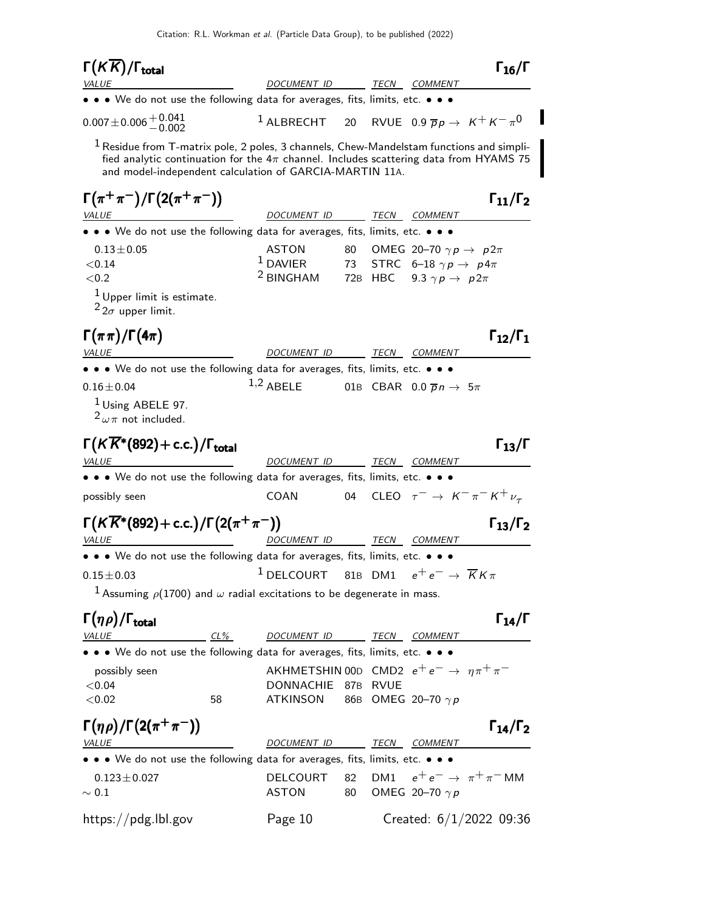### $\Gamma(K\overline{K})/\Gamma_{\text{total}}$ $\qquad\qquad\qquad\qquad\qquad\qquad\qquad\qquad$ $\Gamma_{16}/\Gamma$

| VALUE | DOCUMENT ID | | TECN | COMMENT |
|---|---|---|---|---|
| • • • We do not use the following data for averages, fits, limits, etc. • • • | | | | |
| $0.007 \pm 0.006 ^{+0.041}_{-0.002}$ | [1] ALBRECHT | 20 | RVUE | $0.9\ \overline{p}p \rightarrow K^+K^-\pi^0$ |

[1] Residue from T-matrix pole, 2 poles, 3 channels, Chew-Mandelstam functions and simplified analytic continuation for the $4\pi$ channel. Includes scattering data from HYAMS 75 and model-independent calculation of GARCIA-MARTIN 11A.

### $\Gamma(\pi^+\pi^-)/\Gamma(2(\pi^+\pi^-))$ $\qquad\qquad\qquad\qquad\qquad\qquad\qquad\qquad$ $\Gamma_{11}/\Gamma_2$

| VALUE | DOCUMENT ID | | TECN | COMMENT |
|---|---|---|---|---|
| • • • We do not use the following data for averages, fits, limits, etc. • • • | | | | |
| $0.13 \pm 0.05$ | ASTON | 80 | OMEG | 20–70 $\gamma p \rightarrow p 2\pi$ |
| $<0.14$ | [1] DAVIER | 73 | STRC | 6–18 $\gamma p \rightarrow p 4\pi$ |
| $<0.2$ | [2] BINGHAM | 72B | HBC | 9.3 $\gamma p \rightarrow p 2\pi$ |

[1] Upper limit is estimate.
[2] $2\sigma$ upper limit.

### $\Gamma(\pi\pi)/\Gamma(4\pi)$ $\qquad\qquad\qquad\qquad\qquad\qquad\qquad\qquad$ $\Gamma_{12}/\Gamma_1$

| VALUE | DOCUMENT ID | | TECN | COMMENT |
|---|---|---|---|---|
| • • • We do not use the following data for averages, fits, limits, etc. • • • | | | | |
| $0.16 \pm 0.04$ | [1,2] ABELE | 01B | CBAR | $0.0\ \overline{p}n \rightarrow 5\pi$ |

[1] Using ABELE 97.
[2] $\omega\pi$ not included.

### $\Gamma(K\overline{K}^*(892)+\text{c.c.})/\Gamma_{\text{total}}$ $\qquad\qquad\qquad\qquad\qquad\qquad\qquad$ $\Gamma_{13}/\Gamma$

| VALUE | DOCUMENT ID | | TECN | COMMENT |
|---|---|---|---|---|
| • • • We do not use the following data for averages, fits, limits, etc. • • • | | | | |
| possibly seen | COAN | 04 | CLEO | $\tau^- \rightarrow K^-\pi^-K^+\nu_\tau$ |

### $\Gamma(K\overline{K}^*(892)+\text{c.c.})/\Gamma(2(\pi^+\pi^-))$ $\qquad\qquad\qquad\qquad\qquad\qquad$ $\Gamma_{13}/\Gamma_2$

| VALUE | DOCUMENT ID | | TECN | COMMENT |
|---|---|---|---|---|
| • • • We do not use the following data for averages, fits, limits, etc. • • • | | | | |
| $0.15 \pm 0.03$ | [1] DELCOURT | 81B | DM1 | $e^+e^- \rightarrow \overline{K}K\pi$ |

[1] Assuming $\rho(1700)$ and $\omega$ radial excitations to be degenerate in mass.

### $\Gamma(\eta\rho)/\Gamma_{\text{total}}$ $\qquad\qquad\qquad\qquad\qquad\qquad\qquad\qquad$ $\Gamma_{14}/\Gamma$

| VALUE | CL% | DOCUMENT ID | | TECN | COMMENT |
|---|---|---|---|---|---|
| • • • We do not use the following data for averages, fits, limits, etc. • • • | | | | | |
| possibly seen | | AKHMETSHIN | 00D | CMD2 | $e^+e^- \rightarrow \eta\pi^+\pi^-$ |
| $<0.04$ | | DONNACHIE | 87B | RVUE | |
| $<0.02$ | 58 | ATKINSON | 86B | OMEG | 20–70 $\gamma p$ |

### $\Gamma(\eta\rho)/\Gamma(2(\pi^+\pi^-))$ $\qquad\qquad\qquad\qquad\qquad\qquad\qquad\qquad$ $\Gamma_{14}/\Gamma_2$

| VALUE | DOCUMENT ID | | TECN | COMMENT |
|---|---|---|---|---|
| • • • We do not use the following data for averages, fits, limits, etc. • • • | | | | |
| $0.123 \pm 0.027$ | DELCOURT | 82 | DM1 | $e^+e^- \rightarrow \pi^+\pi^-$ MM |
| $\sim 0.1$ | ASTON | 80 | OMEG | 20–70 $\gamma p$ |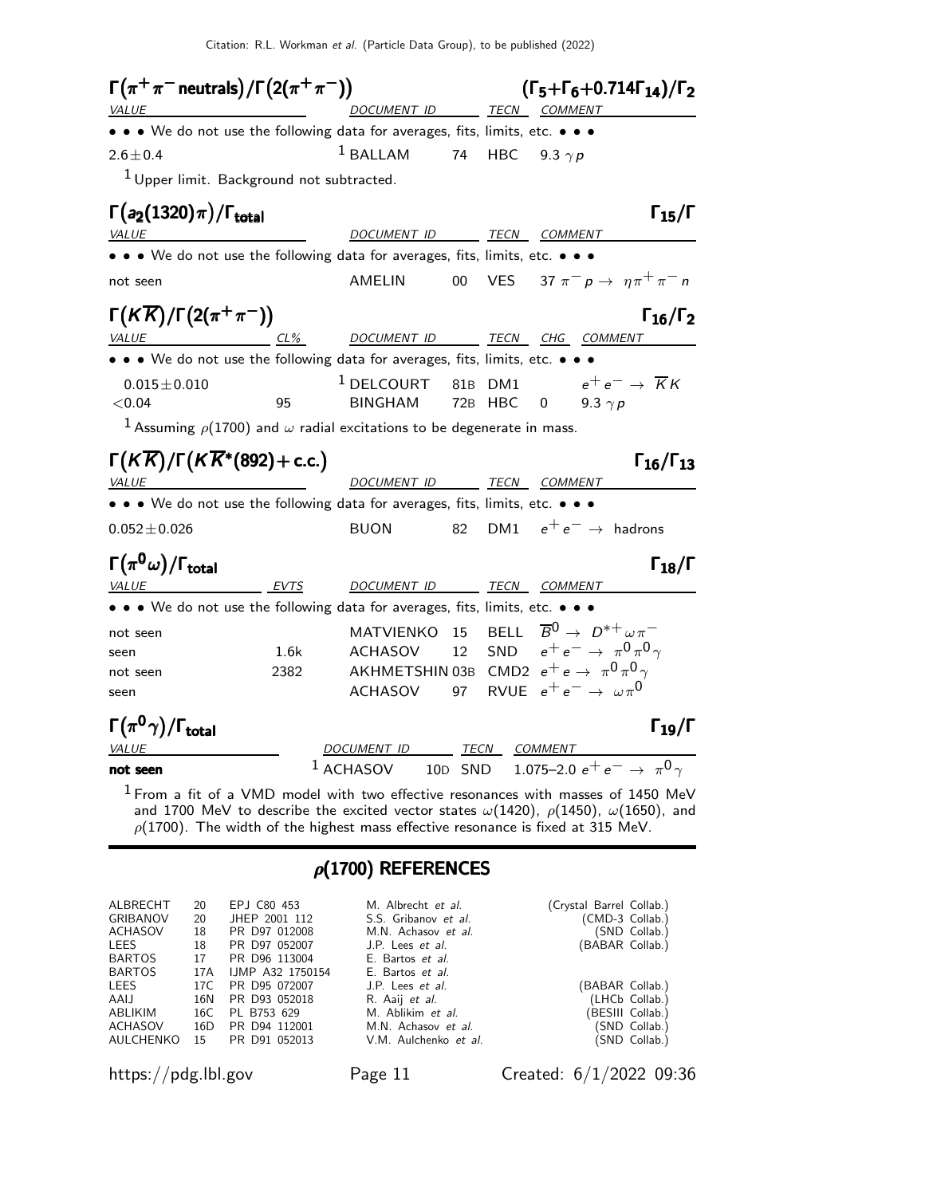### $\Gamma(\pi^+\pi^-\text{neutrals})/\Gamma(2(\pi^+\pi^-))$ — $(\Gamma_5+\Gamma_6+0.714\Gamma_{14})/\Gamma_2$

| VALUE | DOCUMENT ID | | TECN | COMMENT |
|---|---|---|---|---|
| • • • We do not use the following data for averages, fits, limits, etc. • • • | | | | |
| $2.6\pm0.4$ | [1] BALLAM | 74 | HBC | 9.3 $\gamma p$ |

[1] Upper limit. Background not subtracted.

### $\Gamma(a_2(1320)\pi)/\Gamma_{\text{total}}$ — $\Gamma_{15}/\Gamma$

| VALUE | DOCUMENT ID | | TECN | COMMENT |
|---|---|---|---|---|
| • • • We do not use the following data for averages, fits, limits, etc. • • • | | | | |
| not seen | AMELIN | 00 | VES | 37 $\pi^- p \rightarrow \eta\pi^+\pi^- n$ |

### $\Gamma(K\overline{K})/\Gamma(2(\pi^+\pi^-))$ — $\Gamma_{16}/\Gamma_2$

| VALUE | CL% | DOCUMENT ID | | TECN | CHG | COMMENT |
|---|---|---|---|---|---|---|
| • • • We do not use the following data for averages, fits, limits, etc. • • • | | | | | | |
| $0.015\pm0.010$ | | [1] DELCOURT | 81B | DM1 | | $e^+e^- \rightarrow \overline{K}K$ |
| $<0.04$ | 95 | BINGHAM | 72B | HBC | 0 | 9.3 $\gamma p$ |

[1] Assuming $\rho(1700)$ and $\omega$ radial excitations to be degenerate in mass.

### $\Gamma(K\overline{K})/\Gamma(K\overline{K}^*(892)+\text{c.c.})$ — $\Gamma_{16}/\Gamma_{13}$

| VALUE | DOCUMENT ID | | TECN | COMMENT |
|---|---|---|---|---|
| • • • We do not use the following data for averages, fits, limits, etc. • • • | | | | |
| $0.052\pm0.026$ | BUON | 82 | DM1 | $e^+e^- \rightarrow$ hadrons |

### $\Gamma(\pi^0\omega)/\Gamma_{\text{total}}$ — $\Gamma_{18}/\Gamma$

| VALUE | EVTS | DOCUMENT ID | | TECN | COMMENT |
|---|---|---|---|---|---|
| • • • We do not use the following data for averages, fits, limits, etc. • • • | | | | | |
| not seen | | MATVIENKO | 15 | BELL | $\overline{B}^0 \rightarrow D^{*+}\omega\pi^-$ |
| seen | 1.6k | ACHASOV | 12 | SND | $e^+e^- \rightarrow \pi^0\pi^0\gamma$ |
| not seen | 2382 | AKHMETSHIN | 03B | CMD2 | $e^+e \rightarrow \pi^0\pi^0\gamma$ |
| seen | | ACHASOV | 97 | RVUE | $e^+e^- \rightarrow \omega\pi^0$ |

### $\Gamma(\pi^0\gamma)/\Gamma_{\text{total}}$ — $\Gamma_{19}/\Gamma$

| VALUE | DOCUMENT ID | | TECN | COMMENT |
|---|---|---|---|---|
| **not seen** | [1] ACHASOV | 10D | SND | 1.075–2.0 $e^+e^- \rightarrow \pi^0\gamma$ |

[1] From a fit of a VMD model with two effective resonances with masses of 1450 MeV and 1700 MeV to describe the excited vector states $\omega(1420)$, $\rho(1450)$, $\omega(1650)$, and $\rho(1700)$. The width of the highest mass effective resonance is fixed at 315 MeV.

## $\rho(1700)$ REFERENCES

| | | | | |
|---|---|---|---|---|
| ALBRECHT | 20 | EPJ C80 453 | M. Albrecht *et al.* | (Crystal Barrel Collab.) |
| GRIBANOV | 20 | JHEP 2001 112 | S.S. Gribanov *et al.* | (CMD-3 Collab.) |
| ACHASOV | 18 | PR D97 012008 | M.N. Achasov *et al.* | (SND Collab.) |
| LEES | 18 | PR D97 052007 | J.P. Lees *et al.* | (BABAR Collab.) |
| BARTOS | 17 | PR D96 113004 | E. Bartos *et al.* | |
| BARTOS | 17A | IJMP A32 1750154 | E. Bartos *et al.* | |
| LEES | 17C | PR D95 072007 | J.P. Lees *et al.* | (BABAR Collab.) |
| AAIJ | 16N | PR D93 052018 | R. Aaij *et al.* | (LHCb Collab.) |
| ABLIKIM | 16C | PL B753 629 | M. Ablikim *et al.* | (BESIII Collab.) |
| ACHASOV | 16D | PR D94 112001 | M.N. Achasov *et al.* | (SND Collab.) |
| AULCHENKO | 15 | PR D91 052013 | V.M. Aulchenko *et al.* | (SND Collab.) |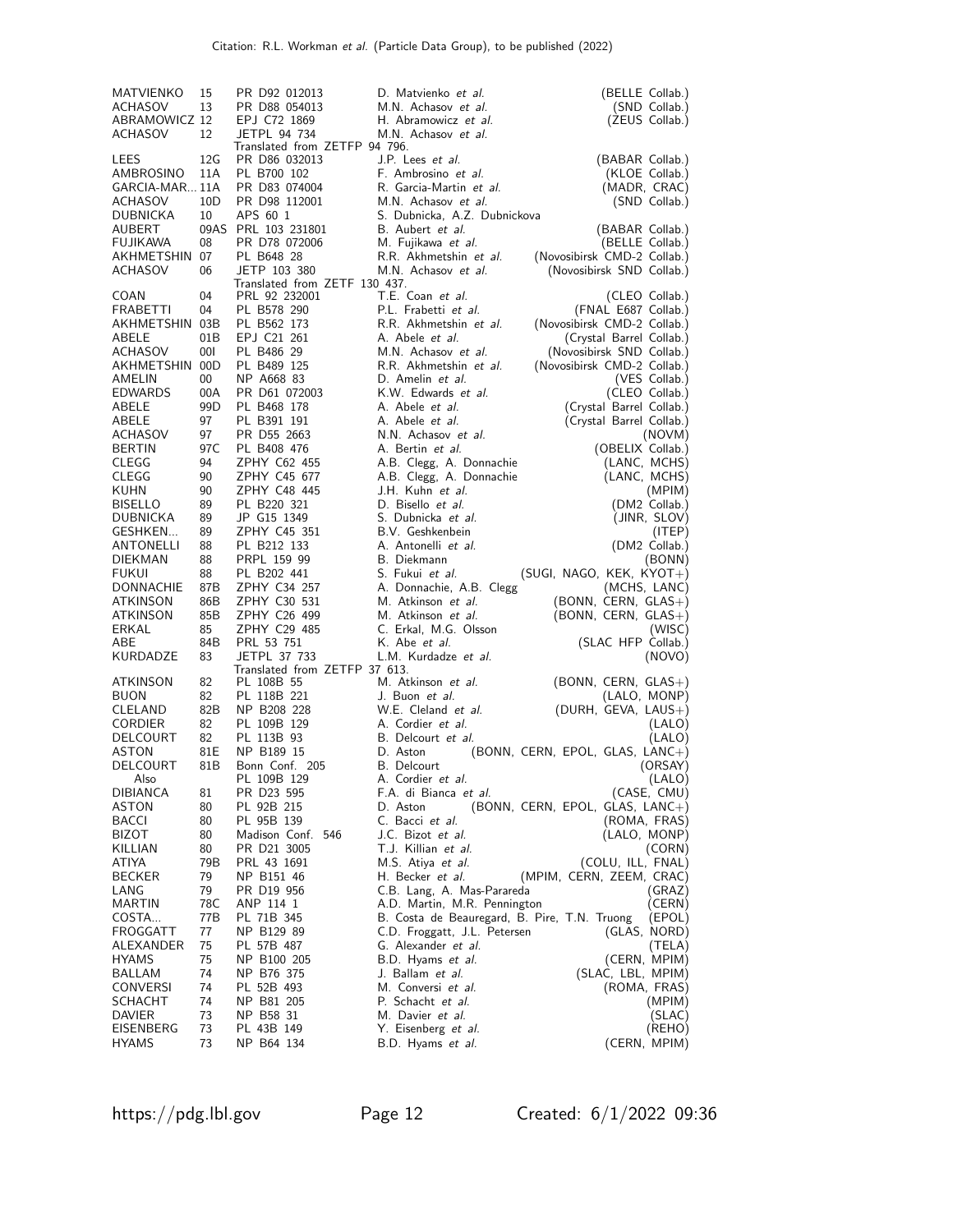| | | | | |
|---|---|---|---|---|
| MATVIENKO | 15 | PR D92 012013 | D. Matvienko *et al.* | (BELLE Collab.) |
| ACHASOV | 13 | PR D88 054013 | M.N. Achasov *et al.* | (SND Collab.) |
| ABRAMOWICZ | 12 | EPJ C72 1869 | H. Abramowicz *et al.* | (ZEUS Collab.) |
| ACHASOV | 12 | JETPL 94 734 | M.N. Achasov *et al.* | |
| | | Translated from ZETFP 94 796. | | |
| LEES | 12G | PR D86 032013 | J.P. Lees *et al.* | (BABAR Collab.) |
| AMBROSINO | 11A | PL B700 102 | F. Ambrosino *et al.* | (KLOE Collab.) |
| GARCIA-MAR... | 11A | PR D83 074004 | R. Garcia-Martin *et al.* | (MADR, CRAC) |
| ACHASOV | 10D | PR D98 112001 | M.N. Achasov *et al.* | (SND Collab.) |
| DUBNICKA | 10 | APS 60 1 | S. Dubnicka, A.Z. Dubnickova | |
| AUBERT | 09AS | PRL 103 231801 | B. Aubert *et al.* | (BABAR Collab.) |
| FUJIKAWA | 08 | PR D78 072006 | M. Fujikawa *et al.* | (BELLE Collab.) |
| AKHMETSHIN | 07 | PL B648 28 | R.R. Akhmetshin *et al.* | (Novosibirsk CMD-2 Collab.) |
| ACHASOV | 06 | JETP 103 380 | M.N. Achasov *et al.* | (Novosibirsk SND Collab.) |
| | | Translated from ZETF 130 437. | | |
| COAN | 04 | PRL 92 232001 | T.E. Coan *et al.* | (CLEO Collab.) |
| FRABETTI | 04 | PL B578 290 | P.L. Frabetti *et al.* | (FNAL E687 Collab.) |
| AKHMETSHIN | 03B | PL B562 173 | R.R. Akhmetshin *et al.* | (Novosibirsk CMD-2 Collab.) |
| ABELE | 01B | EPJ C21 261 | A. Abele *et al.* | (Crystal Barrel Collab.) |
| ACHASOV | 00I | PL B486 29 | M.N. Achasov *et al.* | (Novosibirsk SND Collab.) |
| AKHMETSHIN | 00D | PL B489 125 | R.R. Akhmetshin *et al.* | (Novosibirsk CMD-2 Collab.) |
| AMELIN | 00 | NP A668 83 | D. Amelin *et al.* | (VES Collab.) |
| EDWARDS | 00A | PR D61 072003 | K.W. Edwards *et al.* | (CLEO Collab.) |
| ABELE | 99D | PL B468 178 | A. Abele *et al.* | (Crystal Barrel Collab.) |
| ABELE | 97 | PL B391 191 | A. Abele *et al.* | (Crystal Barrel Collab.) |
| ACHASOV | 97 | PR D55 2663 | N.N. Achasov *et al.* | (NOVM) |
| BERTIN | 97C | PL B408 476 | A. Bertin *et al.* | (OBELIX Collab.) |
| CLEGG | 94 | ZPHY C62 455 | A.B. Clegg, A. Donnachie | (LANC, MCHS) |
| CLEGG | 90 | ZPHY C45 677 | A.B. Clegg, A. Donnachie | (LANC, MCHS) |
| KUHN | 90 | ZPHY C48 445 | J.H. Kuhn *et al.* | (MPIM) |
| BISELLO | 89 | PL B220 321 | D. Bisello *et al.* | (DM2 Collab.) |
| DUBNICKA | 89 | JP G15 1349 | S. Dubnicka *et al.* | (JINR, SLOV) |
| GESHKEN... | 89 | ZPHY C45 351 | B.V. Geshkenbein | (ITEP) |
| ANTONELLI | 88 | PL B212 133 | A. Antonelli *et al.* | (DM2 Collab.) |
| DIEKMAN | 88 | PRPL 159 99 | B. Diekmann | (BONN) |
| FUKUI | 88 | PL B202 441 | S. Fukui *et al.* | (SUGI, NAGO, KEK, KYOT+) |
| DONNACHIE | 87B | ZPHY C34 257 | A. Donnachie, A.B. Clegg | (MCHS, LANC) |
| ATKINSON | 86B | ZPHY C30 531 | M. Atkinson *et al.* | (BONN, CERN, GLAS+) |
| ATKINSON | 85B | ZPHY C26 499 | M. Atkinson *et al.* | (BONN, CERN, GLAS+) |
| ERKAL | 85 | ZPHY C29 485 | C. Erkal, M.G. Olsson | (WISC) |
| ABE | 84B | PRL 53 751 | K. Abe *et al.* | (SLAC HFP Collab.) |
| KURDADZE | 83 | JETPL 37 733 | L.M. Kurdadze *et al.* | (NOVO) |
| | | Translated from ZETFP 37 613. | | |
| ATKINSON | 82 | PL 108B 55 | M. Atkinson *et al.* | (BONN, CERN, GLAS+) |
| BUON | 82 | PL 118B 221 | J. Buon *et al.* | (LALO, MONP) |
| CLELAND | 82B | NP B208 228 | W.E. Cleland *et al.* | (DURH, GEVA, LAUS+) |
| CORDIER | 82 | PL 109B 129 | A. Cordier *et al.* | (LALO) |
| DELCOURT | 82 | PL 113B 93 | B. Delcourt *et al.* | (LALO) |
| ASTON | 81E | NP B189 15 | D. Aston | (BONN, CERN, EPOL, GLAS, LANC+) |
| DELCOURT | 81B | Bonn Conf. 205 | B. Delcourt | (ORSAY) |
| Also | | PL 109B 129 | A. Cordier *et al.* | (LALO) |
| DIBIANCA | 81 | PR D23 595 | F.A. di Bianca *et al.* | (CASE, CMU) |
| ASTON | 80 | PL 92B 215 | D. Aston | (BONN, CERN, EPOL, GLAS, LANC+) |
| BACCI | 80 | PL 95B 139 | C. Bacci *et al.* | (ROMA, FRAS) |
| BIZOT | 80 | Madison Conf. 546 | J.C. Bizot *et al.* | (LALO, MONP) |
| KILLIAN | 80 | PR D21 3005 | T.J. Killian *et al.* | (CORN) |
| ATIYA | 79B | PRL 43 1691 | M.S. Atiya *et al.* | (COLU, ILL, FNAL) |
| BECKER | 79 | NP B151 46 | H. Becker *et al.* | (MPIM, CERN, ZEEM, CRAC) |
| LANG | 79 | PR D19 956 | C.B. Lang, A. Mas-Parareda | (GRAZ) |
| MARTIN | 78C | ANP 114 1 | A.D. Martin, M.R. Pennington | (CERN) |
| COSTA... | 77B | PL 71B 345 | B. Costa de Beauregard, B. Pire, T.N. Truong | (EPOL) |
| FROGGATT | 77 | NP B129 89 | C.D. Froggatt, J.L. Petersen | (GLAS, NORD) |
| ALEXANDER | 75 | PL 57B 487 | G. Alexander *et al.* | (TELA) |
| HYAMS | 75 | NP B100 205 | B.D. Hyams *et al.* | (CERN, MPIM) |
| BALLAM | 74 | NP B76 375 | J. Ballam *et al.* | (SLAC, LBL, MPIM) |
| CONVERSI | 74 | PL 52B 493 | M. Conversi *et al.* | (ROMA, FRAS) |
| SCHACHT | 74 | NP B81 205 | P. Schacht *et al.* | (MPIM) |
| DAVIER | 73 | NP B58 31 | M. Davier *et al.* | (SLAC) |
| EISENBERG | 73 | PL 43B 149 | Y. Eisenberg *et al.* | (REHO) |
| HYAMS | 73 | NP B64 134 | B.D. Hyams *et al.* | (CERN, MPIM) |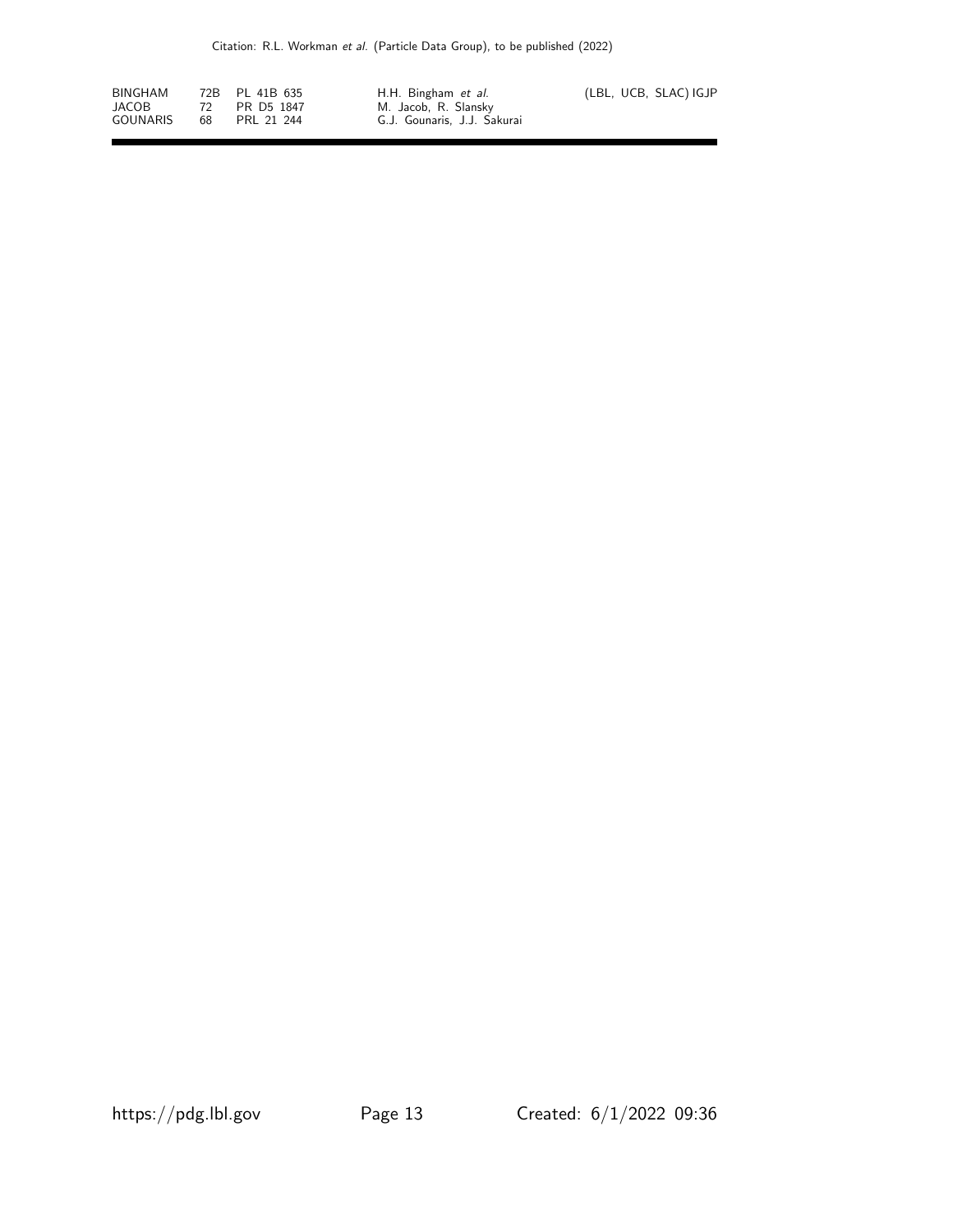| | | | | |
|---|---|---|---|---|
| BINGHAM | 72B | PL 41B 635 | H.H. Bingham *et al.* | (LBL, UCB, SLAC) IGJP |
| JACOB | 72 | PR D5 1847 | M. Jacob, R. Slansky | |
| GOUNARIS | 68 | PRL 21 244 | G.J. Gounaris, J.J. Sakurai | |